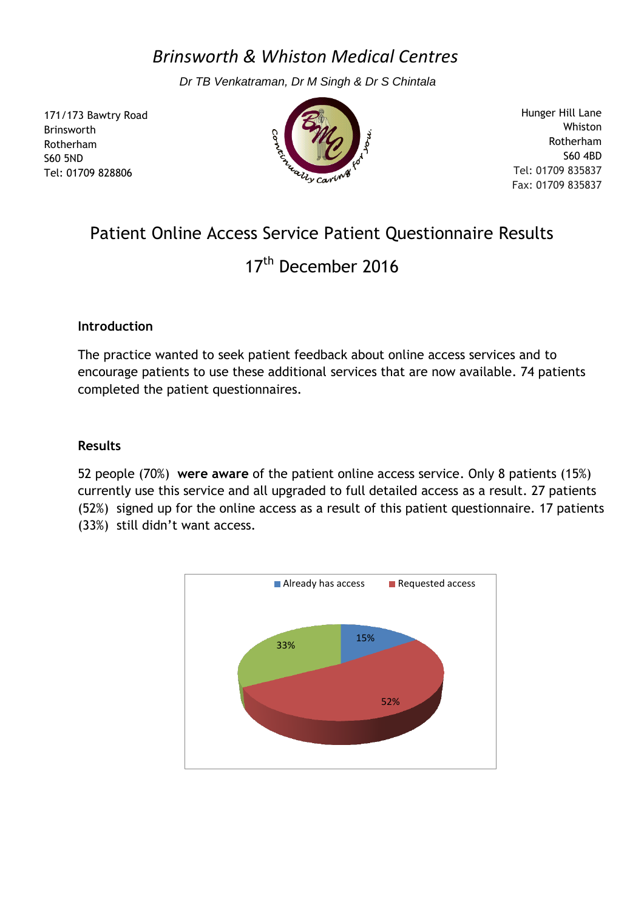# *Brinsworth & Whiston Medical Centres*

*Dr TB Venkatraman, Dr M Singh & Dr S Chintala*

171/173 Bawtry Road
Brinsworth
Rotherham
S60 5ND
Tel: 01709 828806

Continually caring for you.

Hunger Hill Lane
Whiston
Rotherham
S60 4BD
Tel: 01709 835837
Fax: 01709 835837

## Patient Online Access Service Patient Questionnaire Results

## 17th December 2016

### Introduction

The practice wanted to seek patient feedback about online access services and to encourage patients to use these additional services that are now available. 74 patients completed the patient questionnaires.

### Results

52 people (70%) **were aware** of the patient online access service. Only 8 patients (15%) currently use this service and all upgraded to full detailed access as a result. 27 patients (52%) signed up for the online access as a result of this patient questionnaire. 17 patients (33%) still didn't want access.

Already has access | Requested access

15% | 52% | 33%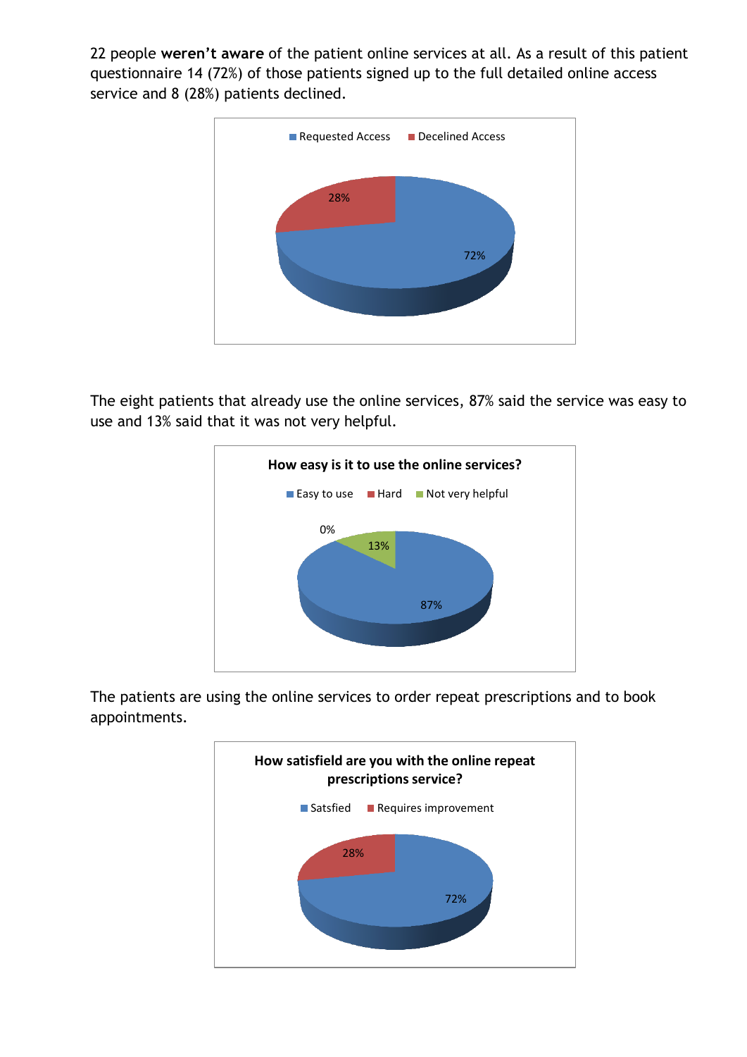22 people **weren't aware** of the patient online services at all. As a result of this patient questionnaire 14 (72%) of those patients signed up to the full detailed online access service and 8 (28%) patients declined.

Requested Access | Decelined Access

28%

72%

The eight patients that already use the online services, 87% said the service was easy to use and 13% said that it was not very helpful.

**How easy is it to use the online services?**

Easy to use | Hard | Not very helpful

0%

13%

87%

The patients are using the online services to order repeat prescriptions and to book appointments.

**How satisfield are you with the online repeat prescriptions service?**

Satsfied | Requires improvement

28%

72%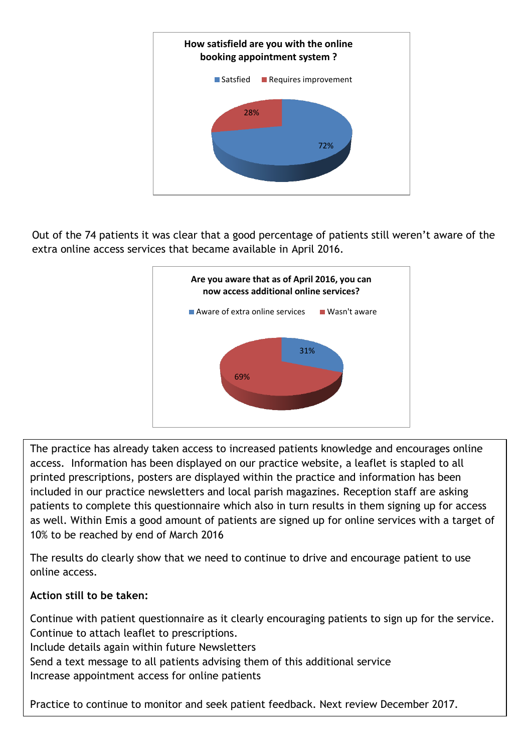**How satisfield are you with the online booking appointment system ?**

Satsfied

Requires improvement

28%

72%

Out of the 74 patients it was clear that a good percentage of patients still weren't aware of the extra online access services that became available in April 2016.

**Are you aware that as of April 2016, you can now access additional online services?**

Aware of extra online services

Wasn't aware

31%

69%

The practice has already taken access to increased patients knowledge and encourages online access. Information has been displayed on our practice website, a leaflet is stapled to all printed prescriptions, posters are displayed within the practice and information has been included in our practice newsletters and local parish magazines. Reception staff are asking patients to complete this questionnaire which also in turn results in them signing up for access as well. Within Emis a good amount of patients are signed up for online services with a target of 10% to be reached by end of March 2016

The results do clearly show that we need to continue to drive and encourage patient to use online access.

**Action still to be taken:**

Continue with patient questionnaire as it clearly encouraging patients to sign up for the service.
Continue to attach leaflet to prescriptions.
Include details again within future Newsletters
Send a text message to all patients advising them of this additional service
Increase appointment access for online patients

Practice to continue to monitor and seek patient feedback. Next review December 2017.